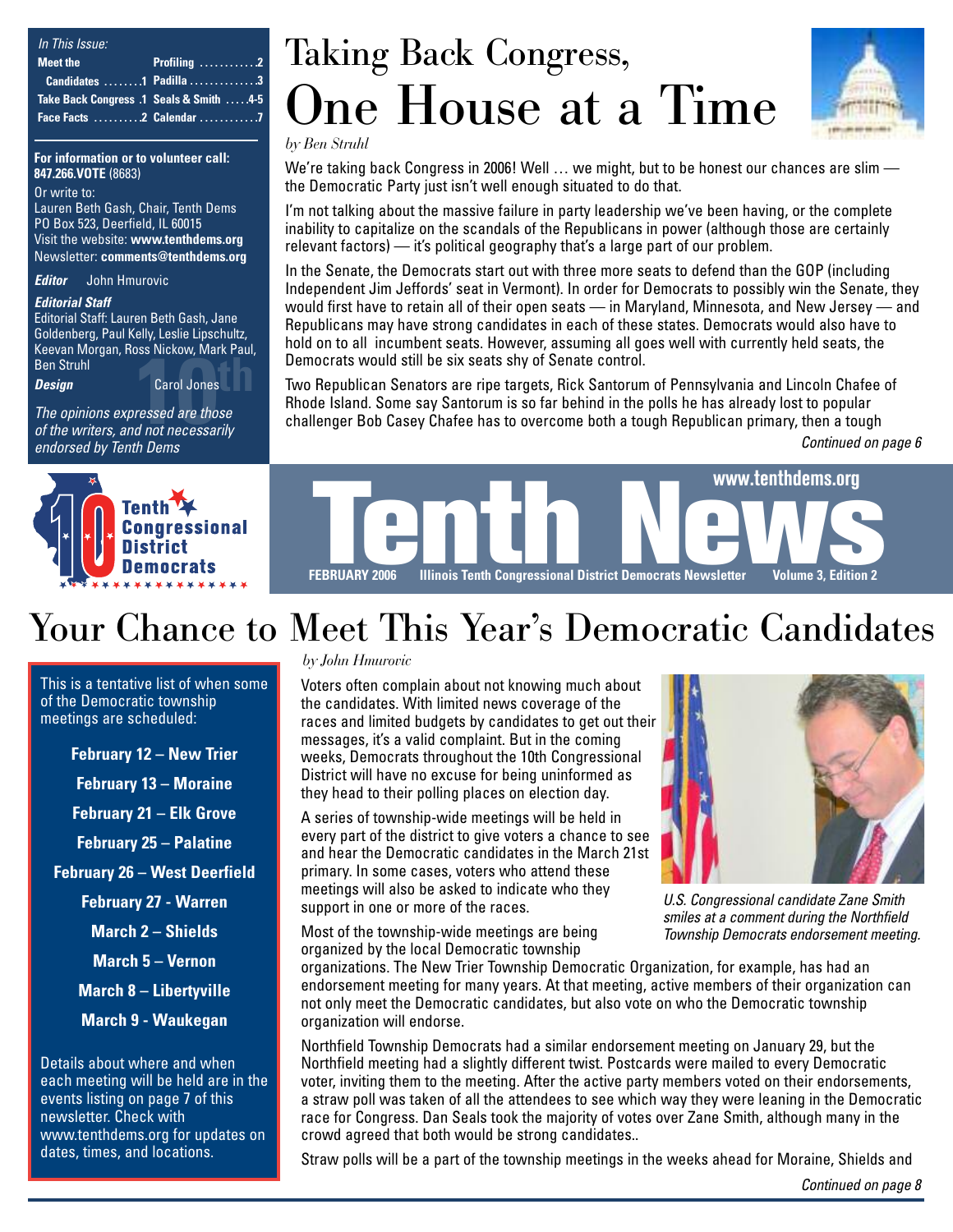*In This Issue:*

| | |
|---|---|
| Meet the Candidates ........1 | Profiling ............2 |
| Take Back Congress .1 | Padilla ..............3 |
| Face Facts ..........2 | Seals & Smith .....4-5 |
| | Calendar ............7 |

**For information or to volunteer call: 847.266.VOTE** (8683)

Or write to:
Lauren Beth Gash, Chair, Tenth Dems
PO Box 523, Deerfield, IL 60015
Visit the website: **www.tenthdems.org**
Newsletter: **comments@tenthdems.org**

***Editor*** John Hmurovic

***Editorial Staff***
Editorial Staff: Lauren Beth Gash, Jane Goldenberg, Paul Kelly, Leslie Lipschultz, Keevan Morgan, Ross Nickow, Mark Paul, Ben Struhl

***Design*** Carol Jones

*The opinions expressed are those of the writers, and not necessarily endorsed by Tenth Dems*

# Taking Back Congress, One House at a Time

*by Ben Struhl*

We're taking back Congress in 2006! Well … we might, but to be honest our chances are slim — the Democratic Party just isn't well enough situated to do that.

I'm not talking about the massive failure in party leadership we've been having, or the complete inability to capitalize on the scandals of the Republicans in power (although those are certainly relevant factors) — it's political geography that's a large part of our problem.

In the Senate, the Democrats start out with three more seats to defend than the GOP (including Independent Jim Jeffords' seat in Vermont). In order for Democrats to possibly win the Senate, they would first have to retain all of their open seats — in Maryland, Minnesota, and New Jersey — and Republicans may have strong candidates in each of these states. Democrats would also have to hold on to all incumbent seats. However, assuming all goes well with currently held seats, the Democrats would still be six seats shy of Senate control.

Two Republican Senators are ripe targets, Rick Santorum of Pennsylvania and Lincoln Chafee of Rhode Island. Some say Santorum is so far behind in the polls he has already lost to popular challenger Bob Casey Chafee has to overcome both a tough Republican primary, then a tough

*Continued on page 6*

Tenth Congressional District Democrats

**www.tenthdems.org**

# Tenth News

**FEBRUARY 2006** **Illinois Tenth Congressional District Democrats Newsletter** **Volume 3, Edition 2**

# Your Chance to Meet This Year's Democratic Candidates

*by John Hmurovic*

This is a tentative list of when some of the Democratic township meetings are scheduled:

**February 12 – New Trier**
**February 13 – Moraine**
**February 21 – Elk Grove**
**February 25 – Palatine**
**February 26 – West Deerfield**
**February 27 - Warren**
**March 2 – Shields**
**March 5 – Vernon**
**March 8 – Libertyville**
**March 9 - Waukegan**

Details about where and when each meeting will be held are in the events listing on page 7 of this newsletter. Check with www.tenthdems.org for updates on dates, times, and locations.

Voters often complain about not knowing much about the candidates. With limited news coverage of the races and limited budgets by candidates to get out their messages, it's a valid complaint. But in the coming weeks, Democrats throughout the 10th Congressional District will have no excuse for being uninformed as they head to their polling places on election day.

A series of township-wide meetings will be held in every part of the district to give voters a chance to see and hear the Democratic candidates in the March 21st primary. In some cases, voters who attend these meetings will also be asked to indicate who they support in one or more of the races.

*U.S. Congressional candidate Zane Smith smiles at a comment during the Northfield Township Democrats endorsement meeting.*

Most of the township-wide meetings are being organized by the local Democratic township organizations. The New Trier Township Democratic Organization, for example, has had an endorsement meeting for many years. At that meeting, active members of their organization can not only meet the Democratic candidates, but also vote on who the Democratic township organization will endorse.

Northfield Township Democrats had a similar endorsement meeting on January 29, but the Northfield meeting had a slightly different twist. Postcards were mailed to every Democratic voter, inviting them to the meeting. After the active party members voted on their endorsements, a straw poll was taken of all the attendees to see which way they were leaning in the Democratic race for Congress. Dan Seals took the majority of votes over Zane Smith, although many in the crowd agreed that both would be strong candidates..

Straw polls will be a part of the township meetings in the weeks ahead for Moraine, Shields and

*Continued on page 8*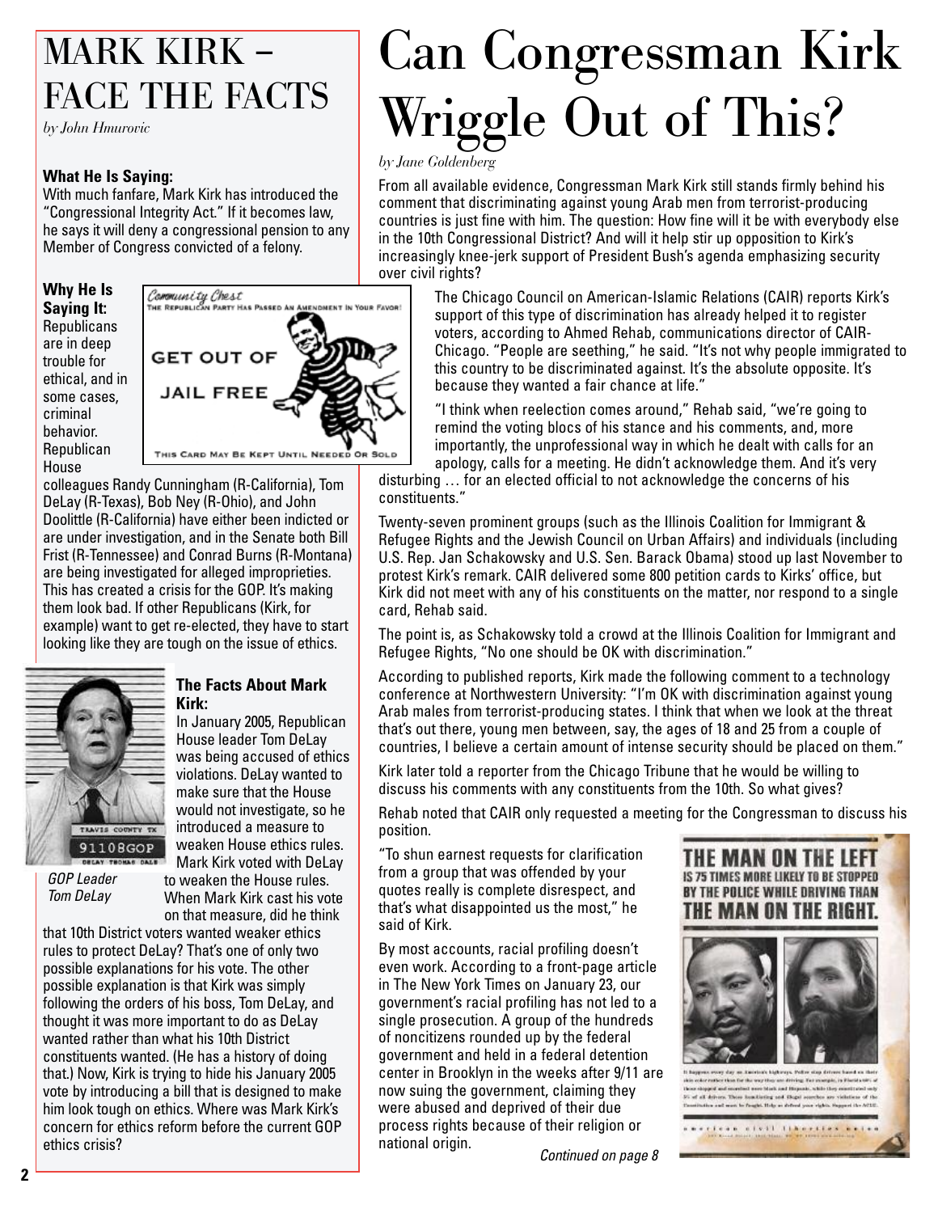# MARK KIRK – FACE THE FACTS

*by John Hmurovic*

**What He Is Saying:**
With much fanfare, Mark Kirk has introduced the "Congressional Integrity Act." If it becomes law, he says it will deny a congressional pension to any Member of Congress convicted of a felony.

**Why He Is Saying It:**
Republicans are in deep trouble for ethical, and in some cases, criminal behavior. Republican House colleagues Randy Cunningham (R-California), Tom DeLay (R-Texas), Bob Ney (R-Ohio), and John Doolittle (R-California) have either been indicted or are under investigation, and in the Senate both Bill Frist (R-Tennessee) and Conrad Burns (R-Montana) are being investigated for alleged improprieties. This has created a crisis for the GOP. It's making them look bad. If other Republicans (Kirk, for example) want to get re-elected, they have to start looking like they are tough on the issue of ethics.

*GOP Leader Tom DeLay*

**The Facts About Mark Kirk:**
In January 2005, Republican House leader Tom DeLay was being accused of ethics violations. DeLay wanted to make sure that the House would not investigate, so he introduced a measure to weaken House ethics rules. Mark Kirk voted with DeLay to weaken the House rules. When Mark Kirk cast his vote on that measure, did he think that 10th District voters wanted weaker ethics rules to protect DeLay? That's one of only two possible explanations for his vote. The other possible explanation is that Kirk was simply following the orders of his boss, Tom DeLay, and thought it was more important to do as DeLay wanted rather than what his 10th District constituents wanted. (He has a history of doing that.) Now, Kirk is trying to hide his January 2005 vote by introducing a bill that is designed to make him look tough on ethics. Where was Mark Kirk's concern for ethics reform before the current GOP ethics crisis?

# Can Congressman Kirk Wriggle Out of This?

*by Jane Goldenberg*

From all available evidence, Congressman Mark Kirk still stands firmly behind his comment that discriminating against young Arab men from terrorist-producing countries is just fine with him. The question: How fine will it be with everybody else in the 10th Congressional District? And will it help stir up opposition to Kirk's increasingly knee-jerk support of President Bush's agenda emphasizing security over civil rights?

The Chicago Council on American-Islamic Relations (CAIR) reports Kirk's support of this type of discrimination has already helped it to register voters, according to Ahmed Rehab, communications director of CAIR-Chicago. "People are seething," he said. "It's not why people immigrated to this country to be discriminated against. It's the absolute opposite. It's because they wanted a fair chance at life."

"I think when reelection comes around," Rehab said, "we're going to remind the voting blocs of his stance and his comments, and, more importantly, the unprofessional way in which he dealt with calls for an apology, calls for a meeting. He didn't acknowledge them. And it's very disturbing … for an elected official to not acknowledge the concerns of his constituents."

Twenty-seven prominent groups (such as the Illinois Coalition for Immigrant & Refugee Rights and the Jewish Council on Urban Affairs) and individuals (including U.S. Rep. Jan Schakowsky and U.S. Sen. Barack Obama) stood up last November to protest Kirk's remark. CAIR delivered some 800 petition cards to Kirks' office, but Kirk did not meet with any of his constituents on the matter, nor respond to a single card, Rehab said.

The point is, as Schakowsky told a crowd at the Illinois Coalition for Immigrant and Refugee Rights, "No one should be OK with discrimination."

According to published reports, Kirk made the following comment to a technology conference at Northwestern University: "I'm OK with discrimination against young Arab males from terrorist-producing states. I think that when we look at the threat that's out there, young men between, say, the ages of 18 and 25 from a couple of countries, I believe a certain amount of intense security should be placed on them."

Kirk later told a reporter from the Chicago Tribune that he would be willing to discuss his comments with any constituents from the 10th. So what gives?

Rehab noted that CAIR only requested a meeting for the Congressman to discuss his position.

"To shun earnest requests for clarification from a group that was offended by your quotes really is complete disrespect, and that's what disappointed us the most," he said of Kirk.

By most accounts, racial profiling doesn't even work. According to a front-page article in The New York Times on January 23, our government's racial profiling has not led to a single prosecution. A group of the hundreds of noncitizens rounded up by the federal government and held in a federal detention center in Brooklyn in the weeks after 9/11 are now suing the government, claiming they were abused and deprived of their due process rights because of their religion or national origin.

*Continued on page 8*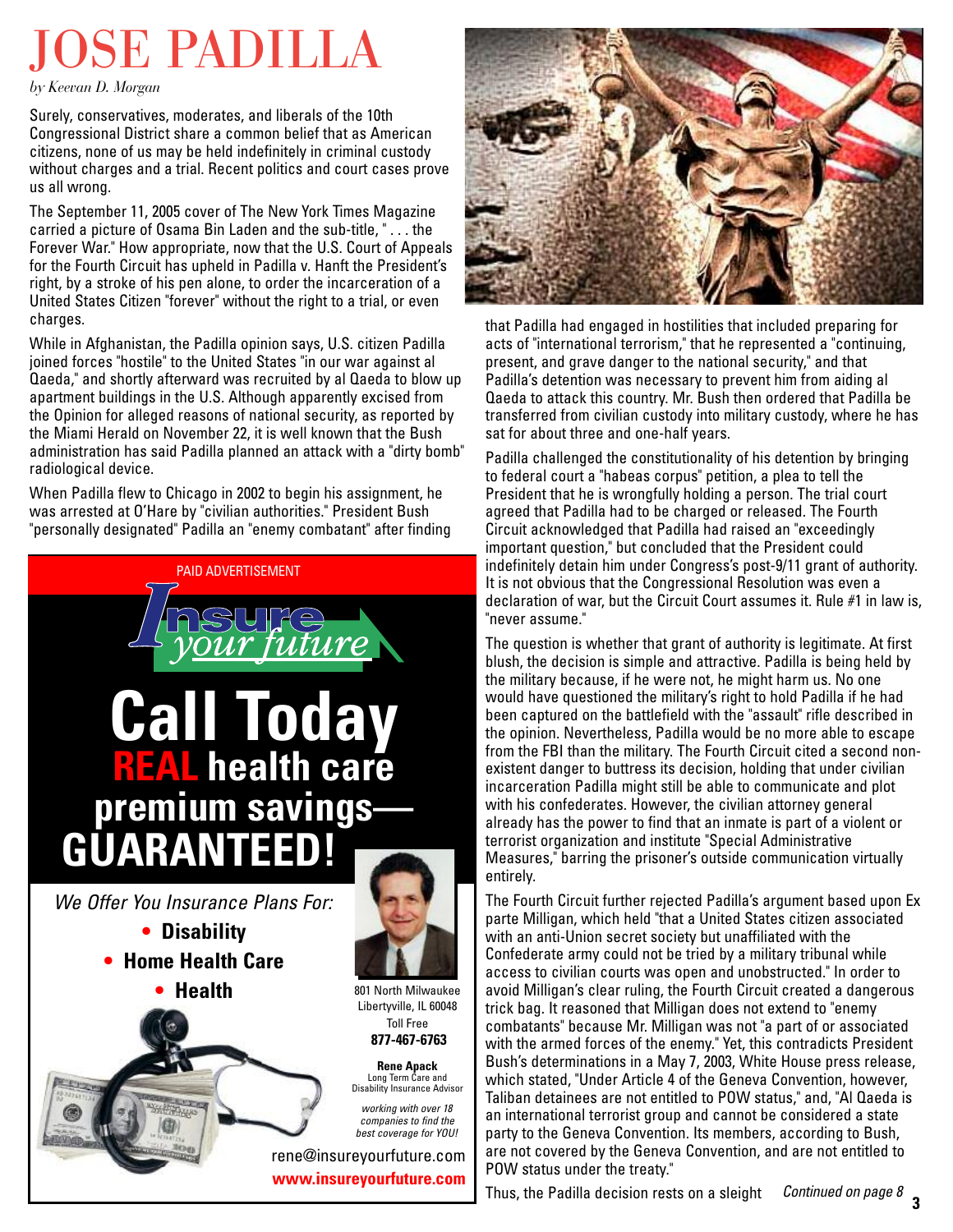# JOSE PADILLA

*by Keevan D. Morgan*

Surely, conservatives, moderates, and liberals of the 10th Congressional District share a common belief that as American citizens, none of us may be held indefinitely in criminal custody without charges and a trial. Recent politics and court cases prove us all wrong.

The September 11, 2005 cover of The New York Times Magazine carried a picture of Osama Bin Laden and the sub-title, " . . . the Forever War." How appropriate, now that the U.S. Court of Appeals for the Fourth Circuit has upheld in Padilla v. Hanft the President's right, by a stroke of his pen alone, to order the incarceration of a United States Citizen "forever" without the right to a trial, or even charges.

While in Afghanistan, the Padilla opinion says, U.S. citizen Padilla joined forces "hostile" to the United States "in our war against al Qaeda," and shortly afterward was recruited by al Qaeda to blow up apartment buildings in the U.S. Although apparently excised from the Opinion for alleged reasons of national security, as reported by the Miami Herald on November 22, it is well known that the Bush administration has said Padilla planned an attack with a "dirty bomb" radiological device.

When Padilla flew to Chicago in 2002 to begin his assignment, he was arrested at O'Hare by "civilian authorities." President Bush "personally designated" Padilla an "enemy combatant" after finding that Padilla had engaged in hostilities that included preparing for acts of "international terrorism," that he represented a "continuing, present, and grave danger to the national security," and that Padilla's detention was necessary to prevent him from aiding al Qaeda to attack this country. Mr. Bush then ordered that Padilla be transferred from civilian custody into military custody, where he has sat for about three and one-half years.

Padilla challenged the constitutionality of his detention by bringing to federal court a "habeas corpus" petition, a plea to tell the President that he is wrongfully holding a person. The trial court agreed that Padilla had to be charged or released. The Fourth Circuit acknowledged that Padilla had raised an "exceedingly important question," but concluded that the President could indefinitely detain him under Congress's post-9/11 grant of authority. It is not obvious that the Congressional Resolution was even a declaration of war, but the Circuit Court assumes it. Rule #1 in law is, "never assume."

The question is whether that grant of authority is legitimate. At first blush, the decision is simple and attractive. Padilla is being held by the military because, if he were not, he might harm us. No one would have questioned the military's right to hold Padilla if he had been captured on the battlefield with the "assault" rifle described in the opinion. Nevertheless, Padilla would be no more able to escape from the FBI than the military. The Fourth Circuit cited a second non-existent danger to buttress its decision, holding that under civilian incarceration Padilla might still be able to communicate and plot with his confederates. However, the civilian attorney general already has the power to find that an inmate is part of a violent or terrorist organization and institute "Special Administrative Measures," barring the prisoner's outside communication virtually entirely.

The Fourth Circuit further rejected Padilla's argument based upon Ex parte Milligan, which held "that a United States citizen associated with an anti-Union secret society but unaffiliated with the Confederate army could not be tried by a military tribunal while access to civilian courts was open and unobstructed." In order to avoid Milligan's clear ruling, the Fourth Circuit created a dangerous trick bag. It reasoned that Milligan does not extend to "enemy combatants" because Mr. Milligan was not "a part of or associated with the armed forces of the enemy." Yet, this contradicts President Bush's determinations in a May 7, 2003, White House press release, which stated, "Under Article 4 of the Geneva Convention, however, Taliban detainees are not entitled to POW status," and, "Al Qaeda is an international terrorist group and cannot be considered a state party to the Geneva Convention. Its members, according to Bush, are not covered by the Geneva Convention, and are not entitled to POW status under the treaty."

Thus, the Padilla decision rests on a slight *Continued on page 8*

---

PAID ADVERTISEMENT

**Insure your future**

# Call Today

## REAL health care premium savings—GUARANTEED!

*We Offer You Insurance Plans For:*

- **Disability**
- **Home Health Care**
- **Health**

801 North Milwaukee
Libertyville, IL 60048
Toll Free
**877-467-6763**

**Rene Apack**
Long Term Care and Disability Insurance Advisor

*working with over 18 companies to find the best coverage for YOU!*

rene@insureyourfuture.com
**www.insureyourfuture.com**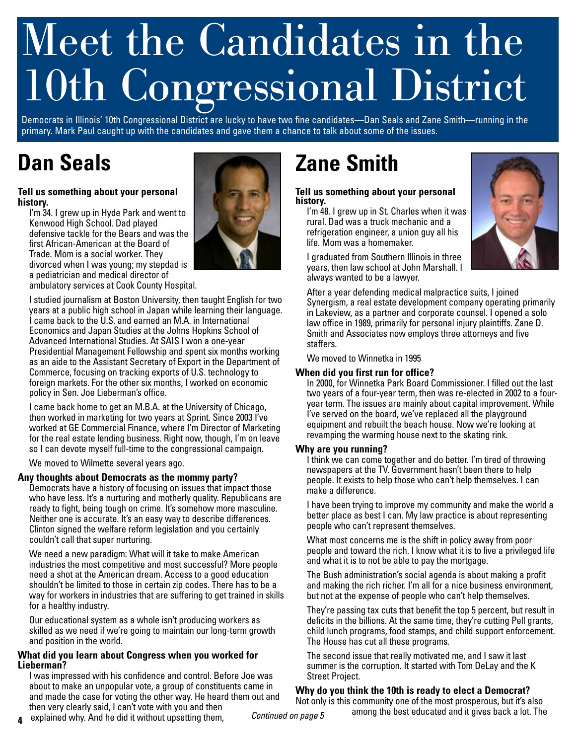# Meet the Candidates in the 10th Congressional District

Democrats in Illinois' 10th Congressional District are lucky to have two fine candidates—Dan Seals and Zane Smith—running in the primary. Mark Paul caught up with the candidates and gave them a chance to talk about some of the issues.

## Dan Seals

**Tell us something about your personal history.**

I'm 34. I grew up in Hyde Park and went to Kenwood High School. Dad played defensive tackle for the Bears and was the first African-American at the Board of Trade. Mom is a social worker. They divorced when I was young; my stepdad is a pediatrician and medical director of ambulatory services at Cook County Hospital.

I studied journalism at Boston University, then taught English for two years at a public high school in Japan while learning their language. I came back to the U.S. and earned an M.A. in International Economics and Japan Studies at the Johns Hopkins School of Advanced International Studies. At SAIS I won a one-year Presidential Management Fellowship and spent six months working as an aide to the Assistant Secretary of Export in the Department of Commerce, focusing on tracking exports of U.S. technology to foreign markets. For the other six months, I worked on economic policy in Sen. Joe Lieberman's office.

I came back home to get an M.B.A. at the University of Chicago, then worked in marketing for two years at Sprint. Since 2003 I've worked at GE Commercial Finance, where I'm Director of Marketing for the real estate lending business. Right now, though, I'm on leave so I can devote myself full-time to the congressional campaign.

We moved to Wilmette several years ago.

**Any thoughts about Democrats as the mommy party?**

Democrats have a history of focusing on issues that impact those who have less. It's a nurturing and motherly quality. Republicans are ready to fight, being tough on crime. It's somehow more masculine. Neither one is accurate. It's an easy way to describe differences. Clinton signed the welfare reform legislation and you certainly couldn't call that super nurturing.

We need a new paradigm: What will it take to make American industries the most competitive and most successful? More people need a shot at the American dream. Access to a good education shouldn't be limited to those in certain zip codes. There has to be a way for workers in industries that are suffering to get trained in skills for a healthy industry.

Our educational system as a whole isn't producing workers as skilled as we need if we're going to maintain our long-term growth and position in the world.

**What did you learn about Congress when you worked for Lieberman?**

I was impressed with his confidence and control. Before Joe was about to make an unpopular vote, a group of constituents came in and made the case for voting the other way. He heard them out and then very clearly said, I can't vote with you and then explained why. And he did it without upsetting them,

*Continued on page 5*

## Zane Smith

**Tell us something about your personal history.**

I'm 48. I grew up in St. Charles when it was rural. Dad was a truck mechanic and a refrigeration engineer, a union guy all his life. Mom was a homemaker.

I graduated from Southern Illinois in three years, then law school at John Marshall. I always wanted to be a lawyer.

After a year defending medical malpractice suits, I joined Synergism, a real estate development company operating primarily in Lakeview, as a partner and corporate counsel. I opened a solo law office in 1989, primarily for personal injury plaintiffs. Zane D. Smith and Associates now employs three attorneys and five staffers.

We moved to Winnetka in 1995

**When did you first run for office?**

In 2000, for Winnetka Park Board Commissioner. I filled out the last two years of a four-year term, then was re-elected in 2002 to a four-year term. The issues are mainly about capital improvement. While I've served on the board, we've replaced all the playground equipment and rebuilt the beach house. Now we're looking at revamping the warming house next to the skating rink.

**Why are you running?**

I think we can come together and do better. I'm tired of throwing newspapers at the TV. Government hasn't been there to help people. It exists to help those who can't help themselves. I can make a difference.

I have been trying to improve my community and make the world a better place as best I can. My law practice is about representing people who can't represent themselves.

What most concerns me is the shift in policy away from poor people and toward the rich. I know what it is to live a privileged life and what it is to not be able to pay the mortgage.

The Bush administration's social agenda is about making a profit and making the rich richer. I'm all for a nice business environment, but not at the expense of people who can't help themselves.

They're passing tax cuts that benefit the top 5 percent, but result in deficits in the billions. At the same time, they're cutting Pell grants, child lunch programs, food stamps, and child support enforcement. The House has cut all these programs.

The second issue that really motivated me, and I saw it last summer is the corruption. It started with Tom DeLay and the K Street Project.

**Why do you think the 10th is ready to elect a Democrat?**

Not only is this community one of the most prosperous, but it's also among the best educated and it gives back a lot. The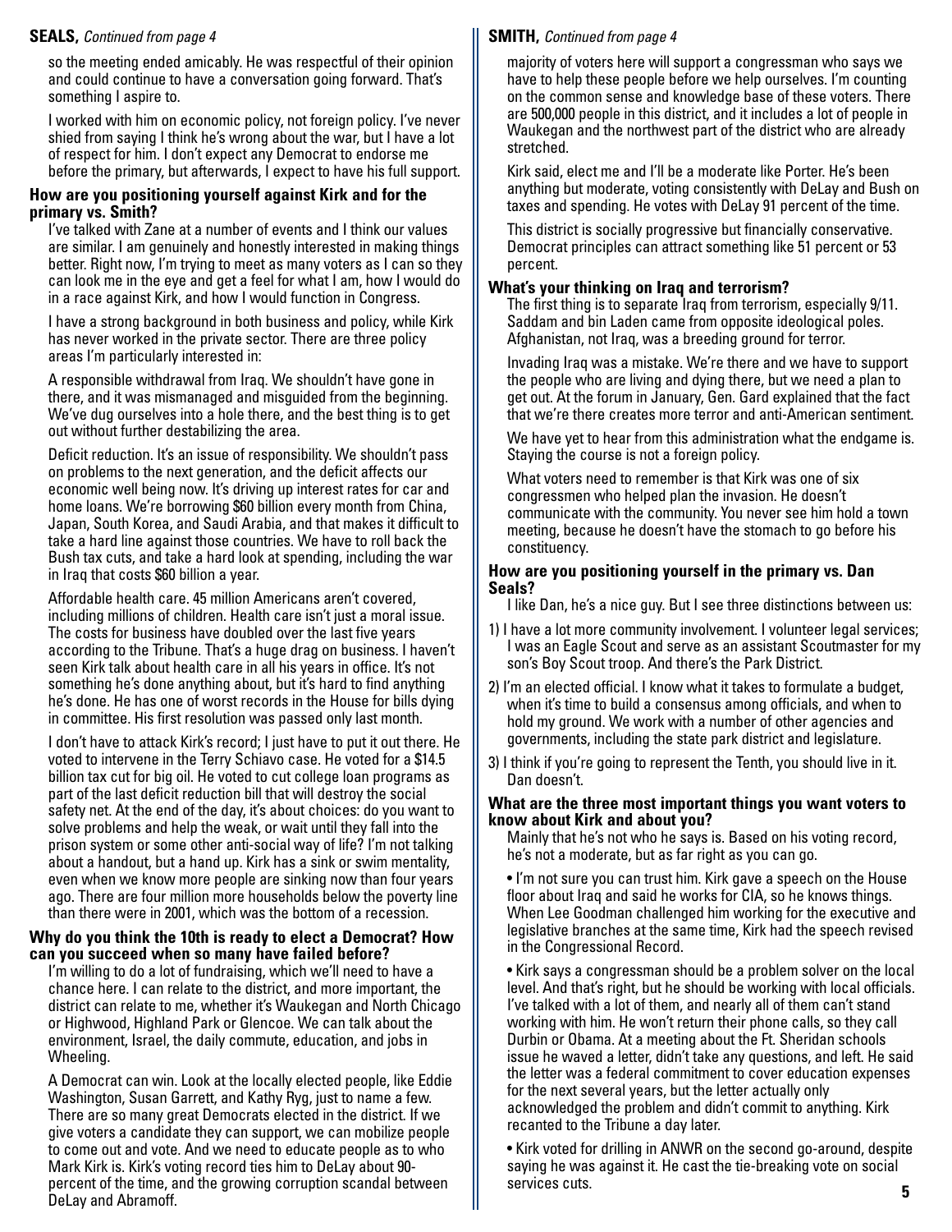**SEALS,** *Continued from page 4*

so the meeting ended amicably. He was respectful of their opinion and could continue to have a conversation going forward. That's something I aspire to.

I worked with him on economic policy, not foreign policy. I've never shied from saying I think he's wrong about the war, but I have a lot of respect for him. I don't expect any Democrat to endorse me before the primary, but afterwards, I expect to have his full support.

**How are you positioning yourself against Kirk and for the primary vs. Smith?**

I've talked with Zane at a number of events and I think our values are similar. I am genuinely and honestly interested in making things better. Right now, I'm trying to meet as many voters as I can so they can look me in the eye and get a feel for what I am, how I would do in a race against Kirk, and how I would function in Congress.

I have a strong background in both business and policy, while Kirk has never worked in the private sector. There are three policy areas I'm particularly interested in:

A responsible withdrawal from Iraq. We shouldn't have gone in there, and it was mismanaged and misguided from the beginning. We've dug ourselves into a hole there, and the best thing is to get out without further destabilizing the area.

Deficit reduction. It's an issue of responsibility. We shouldn't pass on problems to the next generation, and the deficit affects our economic well being now. It's driving up interest rates for car and home loans. We're borrowing $60 billion every month from China, Japan, South Korea, and Saudi Arabia, and that makes it difficult to take a hard line against those countries. We have to roll back the Bush tax cuts, and take a hard look at spending, including the war in Iraq that costs $60 billion a year.

Affordable health care. 45 million Americans aren't covered, including millions of children. Health care isn't just a moral issue. The costs for business have doubled over the last five years according to the Tribune. That's a huge drag on business. I haven't seen Kirk talk about health care in all his years in office. It's not something he's done anything about, but it's hard to find anything he's done. He has one of worst records in the House for bills dying in committee. His first resolution was passed only last month.

I don't have to attack Kirk's record; I just have to put it out there. He voted to intervene in the Terry Schiavo case. He voted for a $14.5 billion tax cut for big oil. He voted to cut college loan programs as part of the last deficit reduction bill that will destroy the social safety net. At the end of the day, it's about choices: do you want to solve problems and help the weak, or wait until they fall into the prison system or some other anti-social way of life? I'm not talking about a handout, but a hand up. Kirk has a sink or swim mentality, even when we know more people are sinking now than four years ago. There are four million more households below the poverty line than there were in 2001, which was the bottom of a recession.

**Why do you think the 10th is ready to elect a Democrat? How can you succeed when so many have failed before?**

I'm willing to do a lot of fundraising, which we'll need to have a chance here. I can relate to the district, and more important, the district can relate to me, whether it's Waukegan and North Chicago or Highwood, Highland Park or Glencoe. We can talk about the environment, Israel, the daily commute, education, and jobs in Wheeling.

A Democrat can win. Look at the locally elected people, like Eddie Washington, Susan Garrett, and Kathy Ryg, just to name a few. There are so many great Democrats elected in the district. If we give voters a candidate they can support, we can mobilize people to come out and vote. And we need to educate people as to who Mark Kirk is. Kirk's voting record ties him to DeLay about 90-percent of the time, and the growing corruption scandal between DeLay and Abramoff.

**SMITH,** *Continued from page 4*

majority of voters here will support a congressman who says we have to help these people before we help ourselves. I'm counting on the common sense and knowledge base of these voters. There are 500,000 people in this district, and it includes a lot of people in Waukegan and the northwest part of the district who are already stretched.

Kirk said, elect me and I'll be a moderate like Porter. He's been anything but moderate, voting consistently with DeLay and Bush on taxes and spending. He votes with DeLay 91 percent of the time.

This district is socially progressive but financially conservative. Democrat principles can attract something like 51 percent or 53 percent.

**What's your thinking on Iraq and terrorism?**

The first thing is to separate Iraq from terrorism, especially 9/11. Saddam and bin Laden came from opposite ideological poles. Afghanistan, not Iraq, was a breeding ground for terror.

Invading Iraq was a mistake. We're there and we have to support the people who are living and dying there, but we need a plan to get out. At the forum in January, Gen. Gard explained that the fact that we're there creates more terror and anti-American sentiment.

We have yet to hear from this administration what the endgame is. Staying the course is not a foreign policy.

What voters need to remember is that Kirk was one of six congressmen who helped plan the invasion. He doesn't communicate with the community. You never see him hold a town meeting, because he doesn't have the stomach to go before his constituency.

**How are you positioning yourself in the primary vs. Dan Seals?**

I like Dan, he's a nice guy. But I see three distinctions between us:

1) I have a lot more community involvement. I volunteer legal services; I was an Eagle Scout and serve as an assistant Scoutmaster for my son's Boy Scout troop. And there's the Park District.
2) I'm an elected official. I know what it takes to formulate a budget, when it's time to build a consensus among officials, and when to hold my ground. We work with a number of other agencies and governments, including the state park district and legislature.
3) I think if you're going to represent the Tenth, you should live in it. Dan doesn't.

**What are the three most important things you want voters to know about Kirk and about you?**

Mainly that he's not who he says is. Based on his voting record, he's not a moderate, but as far right as you can go.

• I'm not sure you can trust him. Kirk gave a speech on the House floor about Iraq and said he works for CIA, so he knows things. When Lee Goodman challenged him working for the executive and legislative branches at the same time, Kirk had the speech revised in the Congressional Record.

• Kirk says a congressman should be a problem solver on the local level. And that's right, but he should be working with local officials. I've talked with a lot of them, and nearly all of them can't stand working with him. He won't return their phone calls, so they call Durbin or Obama. At a meeting about the Ft. Sheridan schools issue he waved a letter, didn't take any questions, and left. He said the letter was a federal commitment to cover education expenses for the next several years, but the letter actually only acknowledged the problem and didn't commit to anything. Kirk recanted to the Tribune a day later.

• Kirk voted for drilling in ANWR on the second go-around, despite saying he was against it. He cast the tie-breaking vote on social services cuts.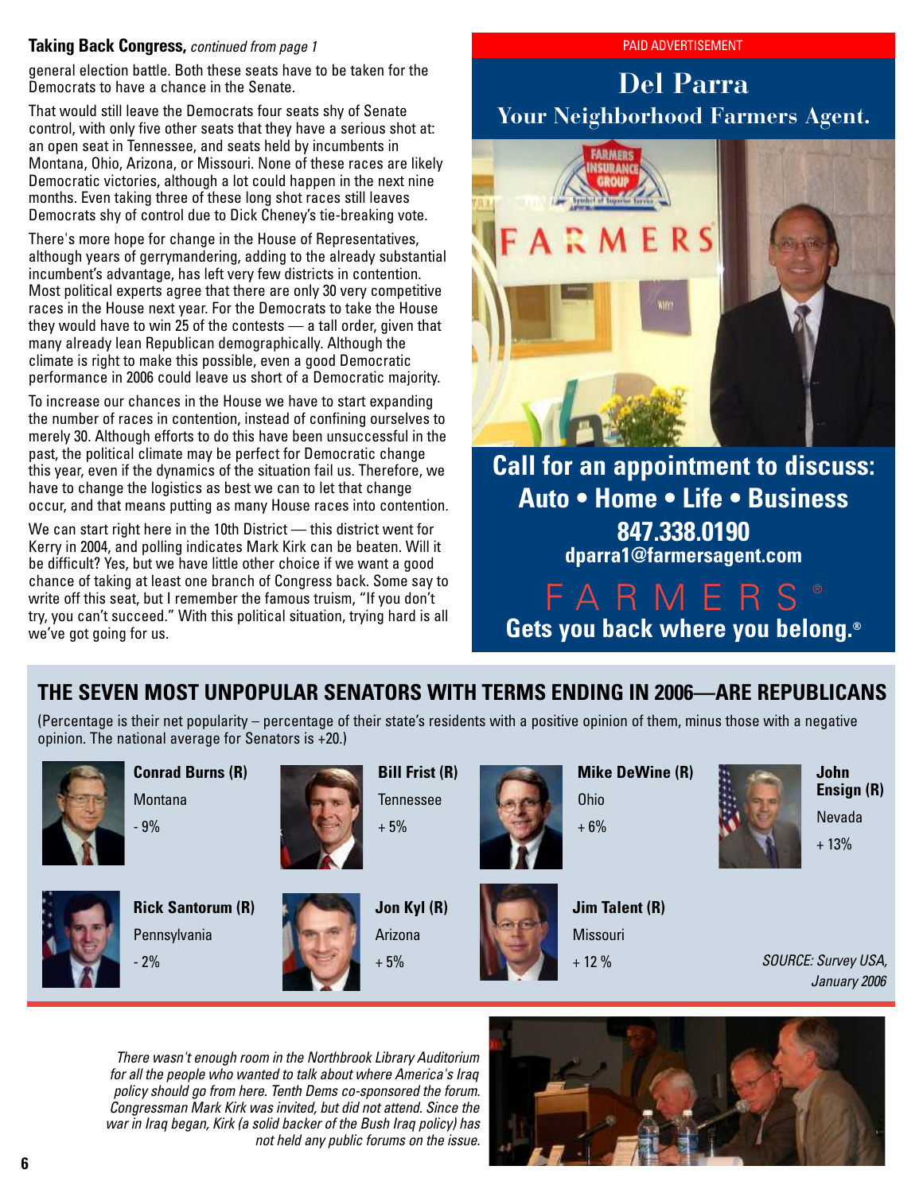**Taking Back Congress,** *continued from page 1*

general election battle. Both these seats have to be taken for the Democrats to have a chance in the Senate.

That would still leave the Democrats four seats shy of Senate control, with only five other seats that they have a serious shot at: an open seat in Tennessee, and seats held by incumbents in Montana, Ohio, Arizona, or Missouri. None of these races are likely Democratic victories, although a lot could happen in the next nine months. Even taking three of these long shot races still leaves Democrats shy of control due to Dick Cheney's tie-breaking vote.

There's more hope for change in the House of Representatives, although years of gerrymandering, adding to the already substantial incumbent's advantage, has left very few districts in contention. Most political experts agree that there are only 30 very competitive races in the House next year. For the Democrats to take the House they would have to win 25 of the contests — a tall order, given that many already lean Republican demographically. Although the climate is right to make this possible, even a good Democratic performance in 2006 could leave us short of a Democratic majority.

To increase our chances in the House we have to start expanding the number of races in contention, instead of confining ourselves to merely 30. Although efforts to do this have been unsuccessful in the past, the political climate may be perfect for Democratic change this year, even if the dynamics of the situation fail us. Therefore, we have to change the logistics as best we can to let that change occur, and that means putting as many House races into contention.

We can start right here in the 10th District — this district went for Kerry in 2004, and polling indicates Mark Kirk can be beaten. Will it be difficult? Yes, but we have little other choice if we want a good chance of taking at least one branch of Congress back. Some say to write off this seat, but I remember the famous truism, "If you don't try, you can't succeed." With this political situation, trying hard is all we've got going for us.

PAID ADVERTISEMENT

## Del Parra
### Your Neighborhood Farmers Agent.

**Call for an appointment to discuss:**
**Auto • Home • Life • Business**
**847.338.0190**
**dparra1@farmersagent.com**

FARMERS®
**Gets you back where you belong.®**

## THE SEVEN MOST UNPOPULAR SENATORS WITH TERMS ENDING IN 2006—ARE REPUBLICANS

(Percentage is their net popularity – percentage of their state's residents with a positive opinion of them, minus those with a negative opinion. The national average for Senators is +20.)

| Senator | State | Net popularity |
|---|---|---|
| **Conrad Burns (R)** | Montana | - 9% |
| **Bill Frist (R)** | Tennessee | + 5% |
| **Mike DeWine (R)** | Ohio | + 6% |
| **John Ensign (R)** | Nevada | + 13% |
| **Rick Santorum (R)** | Pennsylvania | - 2% |
| **Jon Kyl (R)** | Arizona | + 5% |
| **Jim Talent (R)** | Missouri | + 12 % |

*SOURCE: Survey USA, January 2006*

*There wasn't enough room in the Northbrook Library Auditorium for all the people who wanted to talk about where America's Iraq policy should go from here. Tenth Dems co-sponsored the forum. Congressman Mark Kirk was invited, but did not attend. Since the war in Iraq began, Kirk (a solid backer of the Bush Iraq policy) has not held any public forums on the issue.*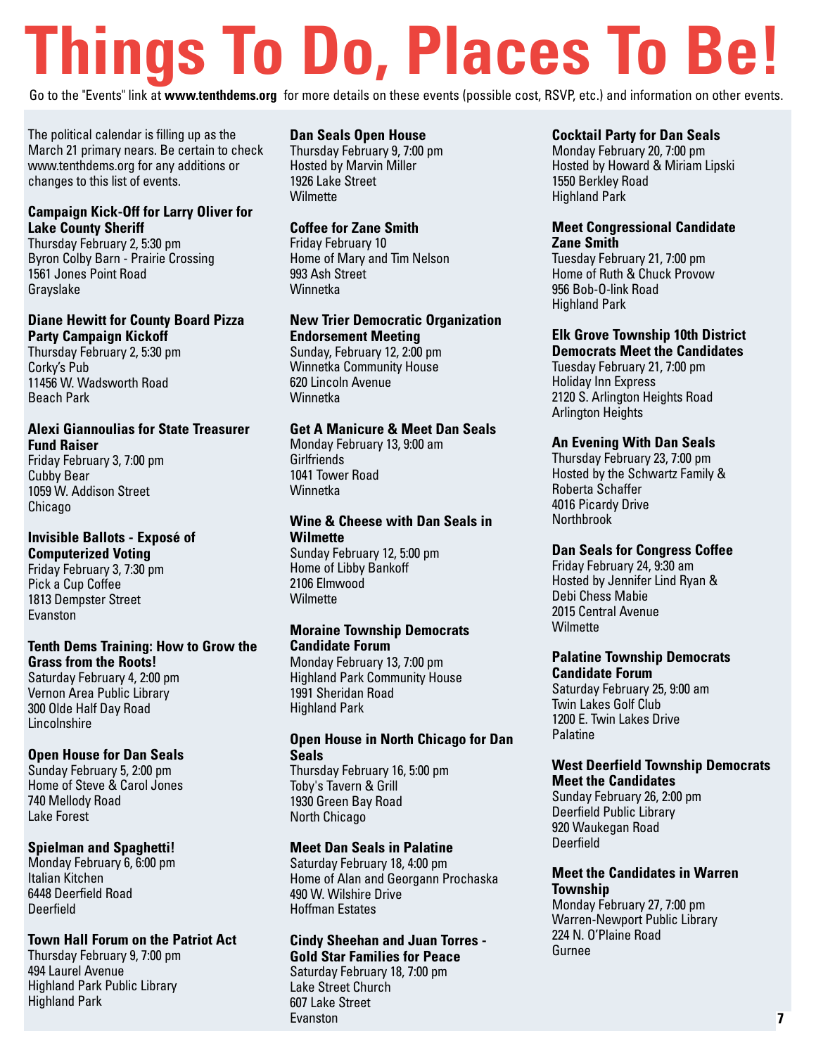# Things To Do, Places To Be!

Go to the "Events" link at **www.tenthdems.org** for more details on these events (possible cost, RSVP, etc.) and information on other events.

The political calendar is filling up as the March 21 primary nears. Be certain to check www.tenthdems.org for any additions or changes to this list of events.

**Campaign Kick-Off for Larry Oliver for Lake County Sheriff**
Thursday February 2, 5:30 pm
Byron Colby Barn - Prairie Crossing
1561 Jones Point Road
Grayslake

**Diane Hewitt for County Board Pizza Party Campaign Kickoff**
Thursday February 2, 5:30 pm
Corky's Pub
11456 W. Wadsworth Road
Beach Park

**Alexi Giannoulias for State Treasurer Fund Raiser**
Friday February 3, 7:00 pm
Cubby Bear
1059 W. Addison Street
Chicago

**Invisible Ballots - Exposé of Computerized Voting**
Friday February 3, 7:30 pm
Pick a Cup Coffee
1813 Dempster Street
Evanston

**Tenth Dems Training: How to Grow the Grass from the Roots!**
Saturday February 4, 2:00 pm
Vernon Area Public Library
300 Olde Half Day Road
Lincolnshire

**Open House for Dan Seals**
Sunday February 5, 2:00 pm
Home of Steve & Carol Jones
740 Mellody Road
Lake Forest

**Spielman and Spaghetti!**
Monday February 6, 6:00 pm
Italian Kitchen
6448 Deerfield Road
Deerfield

**Town Hall Forum on the Patriot Act**
Thursday February 9, 7:00 pm
494 Laurel Avenue
Highland Park Public Library
Highland Park

**Dan Seals Open House**
Thursday February 9, 7:00 pm
Hosted by Marvin Miller
1926 Lake Street
Wilmette

**Coffee for Zane Smith**
Friday February 10
Home of Mary and Tim Nelson
993 Ash Street
Winnetka

**New Trier Democratic Organization Endorsement Meeting**
Sunday, February 12, 2:00 pm
Winnetka Community House
620 Lincoln Avenue
Winnetka

**Get A Manicure & Meet Dan Seals**
Monday February 13, 9:00 am
Girlfriends
1041 Tower Road
Winnetka

**Wine & Cheese with Dan Seals in Wilmette**
Sunday February 12, 5:00 pm
Home of Libby Bankoff
2106 Elmwood
Wilmette

**Moraine Township Democrats Candidate Forum**
Monday February 13, 7:00 pm
Highland Park Community House
1991 Sheridan Road
Highland Park

**Open House in North Chicago for Dan Seals**
Thursday February 16, 5:00 pm
Toby's Tavern & Grill
1930 Green Bay Road
North Chicago

**Meet Dan Seals in Palatine**
Saturday February 18, 4:00 pm
Home of Alan and Georgann Prochaska
490 W. Wilshire Drive
Hoffman Estates

**Cindy Sheehan and Juan Torres - Gold Star Families for Peace**
Saturday February 18, 7:00 pm
Lake Street Church
607 Lake Street
Evanston

**Cocktail Party for Dan Seals**
Monday February 20, 7:00 pm
Hosted by Howard & Miriam Lipski
1550 Berkley Road
Highland Park

**Meet Congressional Candidate Zane Smith**
Tuesday February 21, 7:00 pm
Home of Ruth & Chuck Provow
956 Bob-O-link Road
Highland Park

**Elk Grove Township 10th District Democrats Meet the Candidates**
Tuesday February 21, 7:00 pm
Holiday Inn Express
2120 S. Arlington Heights Road
Arlington Heights

**An Evening With Dan Seals**
Thursday February 23, 7:00 pm
Hosted by the Schwartz Family & Roberta Schaffer
4016 Picardy Drive
Northbrook

**Dan Seals for Congress Coffee**
Friday February 24, 9:30 am
Hosted by Jennifer Lind Ryan & Debi Chess Mabie
2015 Central Avenue
Wilmette

**Palatine Township Democrats Candidate Forum**
Saturday February 25, 9:00 am
Twin Lakes Golf Club
1200 E. Twin Lakes Drive
Palatine

**West Deerfield Township Democrats Meet the Candidates**
Sunday February 26, 2:00 pm
Deerfield Public Library
920 Waukegan Road
Deerfield

**Meet the Candidates in Warren Township**
Monday February 27, 7:00 pm
Warren-Newport Public Library
224 N. O'Plaine Road
Gurnee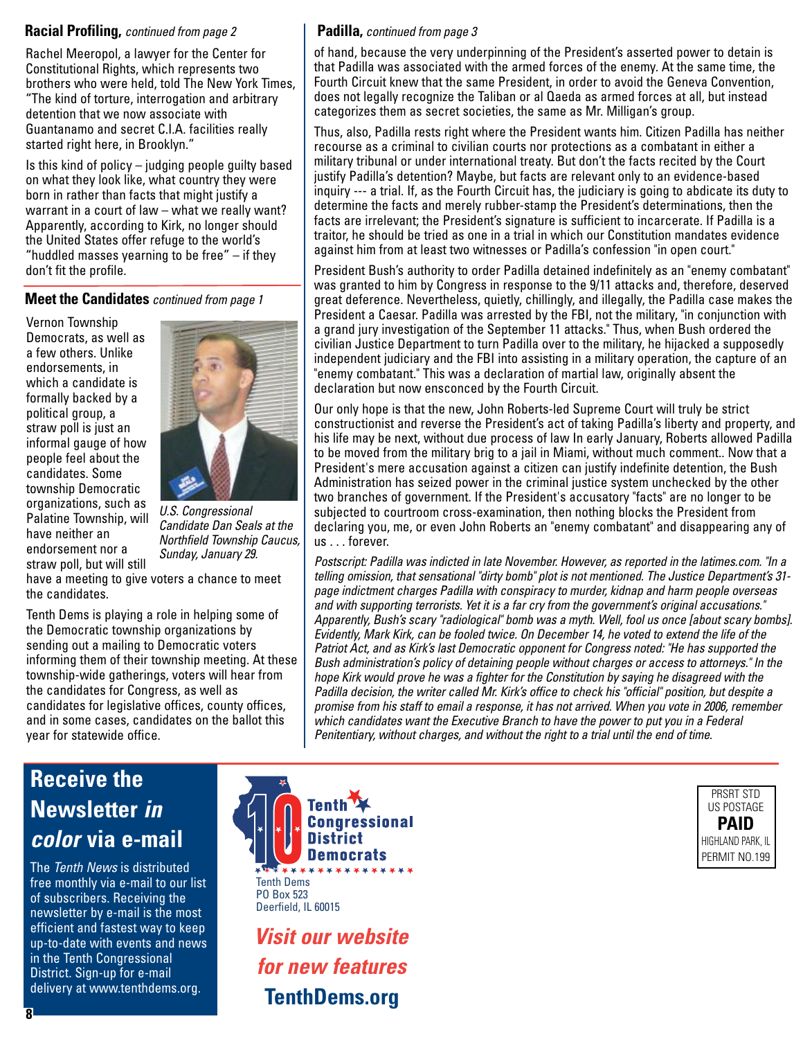**Racial Profiling,** *continued from page 2*

Rachel Meeropol, a lawyer for the Center for Constitutional Rights, which represents two brothers who were held, told The New York Times, "The kind of torture, interrogation and arbitrary detention that we now associate with Guantanamo and secret C.I.A. facilities really started right here, in Brooklyn."

Is this kind of policy – judging people guilty based on what they look like, what country they were born in rather than facts that might justify a warrant in a court of law – what we really want? Apparently, according to Kirk, no longer should the United States offer refuge to the world's "huddled masses yearning to be free" – if they don't fit the profile.

**Meet the Candidates** *continued from page 1*

Vernon Township Democrats, as well as a few others. Unlike endorsements, in which a candidate is formally backed by a political group, a straw poll is just an informal gauge of how people feel about the candidates. Some township Democratic organizations, such as Palatine Township, will have neither an endorsement nor a straw poll, but will still have a meeting to give voters a chance to meet the candidates.

*U.S. Congressional Candidate Dan Seals at the Northfield Township Caucus, Sunday, January 29.*

Tenth Dems is playing a role in helping some of the Democratic township organizations by sending out a mailing to Democratic voters informing them of their township meeting. At these township-wide gatherings, voters will hear from the candidates for Congress, as well as candidates for legislative offices, county offices, and in some cases, candidates on the ballot this year for statewide office.

**Padilla,** *continued from page 3*

of hand, because the very underpinning of the President's asserted power to detain is that Padilla was associated with the armed forces of the enemy. At the same time, the Fourth Circuit knew that the same President, in order to avoid the Geneva Convention, does not legally recognize the Taliban or al Qaeda as armed forces at all, but instead categorizes them as secret societies, the same as Mr. Milligan's group.

Thus, also, Padilla rests right where the President wants him. Citizen Padilla has neither recourse as a criminal to civilian courts nor protections as a combatant in either a military tribunal or under international treaty. But don't the facts recited by the Court justify Padilla's detention? Maybe, but facts are relevant only to an evidence-based inquiry --- a trial. If, as the Fourth Circuit has, the judiciary is going to abdicate its duty to determine the facts and merely rubber-stamp the President's determinations, then the facts are irrelevant; the President's signature is sufficient to incarcerate. If Padilla is a traitor, he should be tried as one in a trial in which our Constitution mandates evidence against him from at least two witnesses or Padilla's confession "in open court."

President Bush's authority to order Padilla detained indefinitely as an "enemy combatant" was granted to him by Congress in response to the 9/11 attacks and, therefore, deserved great deference. Nevertheless, quietly, chillingly, and illegally, the Padilla case makes the President a Caesar. Padilla was arrested by the FBI, not the military, "in conjunction with a grand jury investigation of the September 11 attacks." Thus, when Bush ordered the civilian Justice Department to turn Padilla over to the military, he hijacked a supposedly independent judiciary and the FBI into assisting in a military operation, the capture of an "enemy combatant." This was a declaration of martial law, originally absent the declaration but now ensconced by the Fourth Circuit.

Our only hope is that the new, John Roberts-led Supreme Court will truly be strict constructionist and reverse the President's act of taking Padilla's liberty and property, and his life may be next, without due process of law In early January, Roberts allowed Padilla to be moved from the military brig to a jail in Miami, without much comment.. Now that a President's mere accusation against a citizen can justify indefinite detention, the Bush Administration has seized power in the criminal justice system unchecked by the other two branches of government. If the President's accusatory "facts" are no longer to be subjected to courtroom cross-examination, then nothing blocks the President from declaring you, me, or even John Roberts an "enemy combatant" and disappearing any of us . . . forever.

*Postscript: Padilla was indicted in late November. However, as reported in the latimes.com. "In a telling omission, that sensational "dirty bomb" plot is not mentioned. The Justice Department's 31-page indictment charges Padilla with conspiracy to murder, kidnap and harm people overseas and with supporting terrorists. Yet it is a far cry from the government's original accusations." Apparently, Bush's scary "radiological" bomb was a myth. Well, fool us once [about scary bombs]. Evidently, Mark Kirk, can be fooled twice. On December 14, he voted to extend the life of the Patriot Act, and as Kirk's last Democratic opponent for Congress noted: "He has supported the Bush administration's policy of detaining people without charges or access to attorneys." In the hope Kirk would prove he was a fighter for the Constitution by saying he disagreed with the Padilla decision, the writer called Mr. Kirk's office to check his "official" position, but despite a promise from his staff to email a response, it has not arrived. When you vote in 2006, remember which candidates want the Executive Branch to have the power to put you in a Federal Penitentiary, without charges, and without the right to a trial until the end of time.*

## Receive the Newsletter *in color* via e-mail

The *Tenth News* is distributed free monthly via e-mail to our list of subscribers. Receiving the newsletter by e-mail is the most efficient and fastest way to keep up-to-date with events and news in the Tenth Congressional District. Sign-up for e-mail delivery at www.tenthdems.org.

10 Tenth Congressional District Democrats

Tenth Dems
PO Box 523
Deerfield, IL 60015

*Visit our website for new features*

**TenthDems.org**

PRSRT STD
US POSTAGE
**PAID**
HIGHLAND PARK, IL
PERMIT NO.199